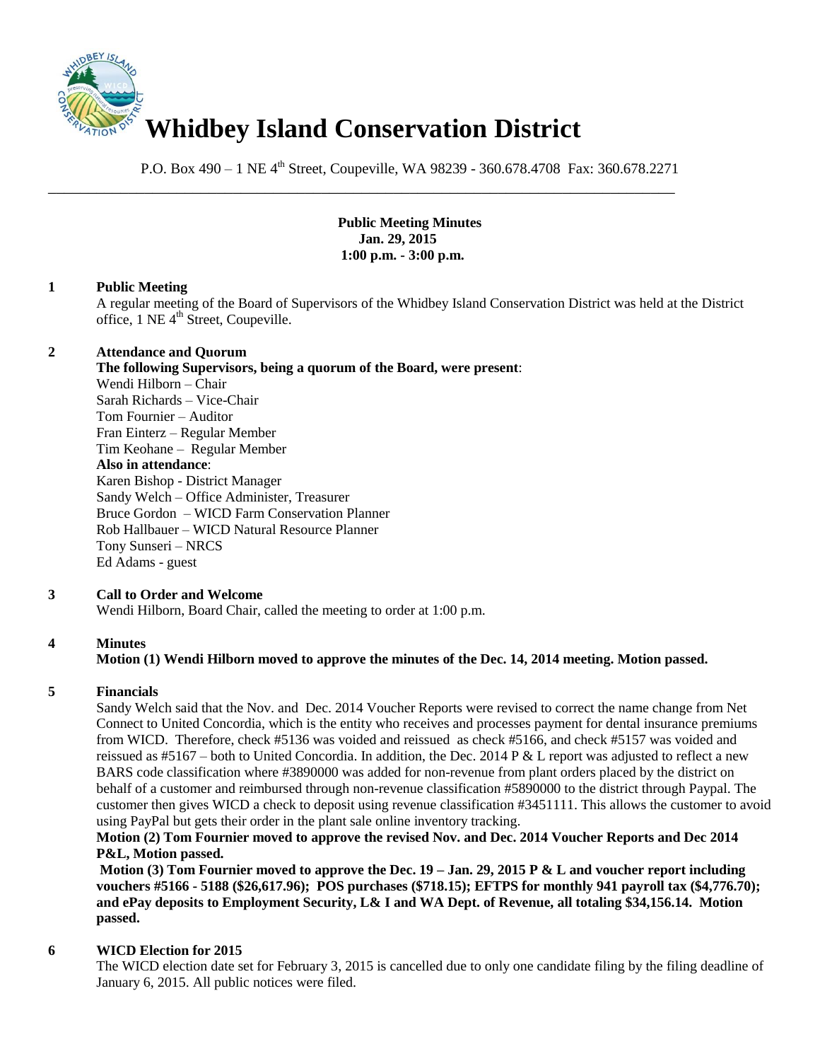# Whidbey Island Conservation District

P.O. Box 490 – 1 NE 4th Street, Coupeville, WA 98239 - 360.678.4708 Fax: 360.678.2271

---

**Public Meeting Minutes**
**Jan. 29, 2015**
**1:00 p.m. - 3:00 p.m.**

## 1 Public Meeting

A regular meeting of the Board of Supervisors of the Whidbey Island Conservation District was held at the District office, 1 NE 4th Street, Coupeville.

## 2 Attendance and Quorum

**The following Supervisors, being a quorum of the Board, were present**:

Wendi Hilborn – Chair
Sarah Richards – Vice-Chair
Tom Fournier – Auditor
Fran Einterz – Regular Member
Tim Keohane – Regular Member

**Also in attendance**:

Karen Bishop - District Manager
Sandy Welch – Office Administer, Treasurer
Bruce Gordon – WICD Farm Conservation Planner
Rob Hallbauer – WICD Natural Resource Planner
Tony Sunseri – NRCS
Ed Adams - guest

## 3 Call to Order and Welcome

Wendi Hilborn, Board Chair, called the meeting to order at 1:00 p.m.

## 4 Minutes

**Motion (1) Wendi Hilborn moved to approve the minutes of the Dec. 14, 2014 meeting. Motion passed.**

## 5 Financials

Sandy Welch said that the Nov. and Dec. 2014 Voucher Reports were revised to correct the name change from Net Connect to United Concordia, which is the entity who receives and processes payment for dental insurance premiums from WICD. Therefore, check #5136 was voided and reissued as check #5166, and check #5157 was voided and reissued as #5167 – both to United Concordia. In addition, the Dec. 2014 P & L report was adjusted to reflect a new BARS code classification where #3890000 was added for non-revenue from plant orders placed by the district on behalf of a customer and reimbursed through non-revenue classification #5890000 to the district through Paypal. The customer then gives WICD a check to deposit using revenue classification #3451111. This allows the customer to avoid using PayPal but gets their order in the plant sale online inventory tracking.

**Motion (2) Tom Fournier moved to approve the revised Nov. and Dec. 2014 Voucher Reports and Dec 2014 P&L, Motion passed.**

**Motion (3) Tom Fournier moved to approve the Dec. 19 – Jan. 29, 2015 P & L and voucher report including vouchers #5166 - 5188 ($26,617.96); POS purchases ($718.15); EFTPS for monthly 941 payroll tax ($4,776.70); and ePay deposits to Employment Security, L& I and WA Dept. of Revenue, all totaling $34,156.14. Motion passed.**

## 6 WICD Election for 2015

The WICD election date set for February 3, 2015 is cancelled due to only one candidate filing by the filing deadline of January 6, 2015. All public notices were filed.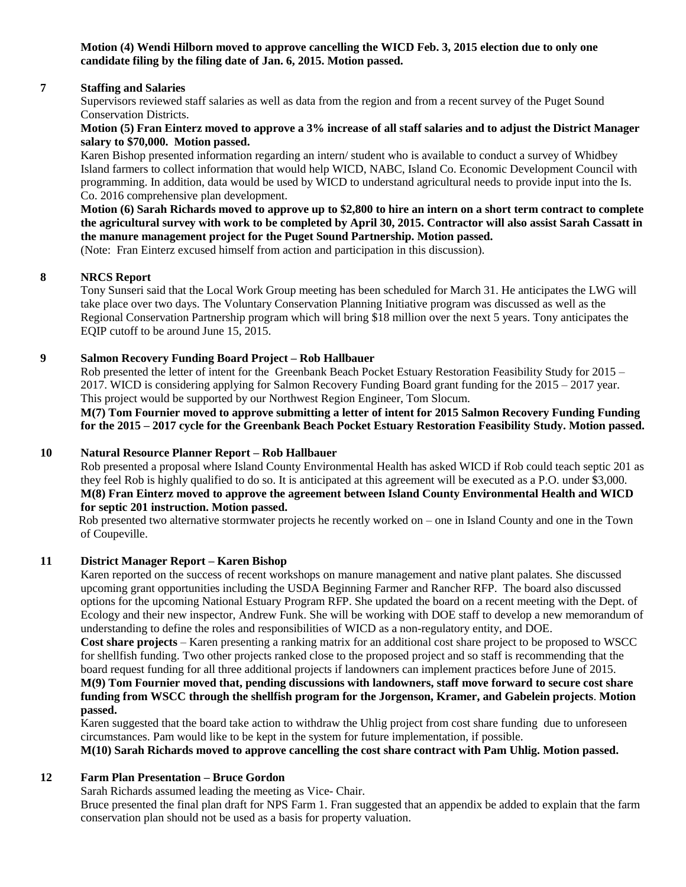**Motion (4) Wendi Hilborn moved to approve cancelling the WICD Feb. 3, 2015 election due to only one candidate filing by the filing date of Jan. 6, 2015. Motion passed.**

## 7 Staffing and Salaries

Supervisors reviewed staff salaries as well as data from the region and from a recent survey of the Puget Sound Conservation Districts.

**Motion (5) Fran Einterz moved to approve a 3% increase of all staff salaries and to adjust the District Manager salary to $70,000. Motion passed.**

Karen Bishop presented information regarding an intern/ student who is available to conduct a survey of Whidbey Island farmers to collect information that would help WICD, NABC, Island Co. Economic Development Council with programming. In addition, data would be used by WICD to understand agricultural needs to provide input into the Is. Co. 2016 comprehensive plan development.

**Motion (6) Sarah Richards moved to approve up to $2,800 to hire an intern on a short term contract to complete the agricultural survey with work to be completed by April 30, 2015. Contractor will also assist Sarah Cassatt in the manure management project for the Puget Sound Partnership. Motion passed.**

(Note: Fran Einterz excused himself from action and participation in this discussion).

## 8 NRCS Report

Tony Sunseri said that the Local Work Group meeting has been scheduled for March 31. He anticipates the LWG will take place over two days. The Voluntary Conservation Planning Initiative program was discussed as well as the Regional Conservation Partnership program which will bring $18 million over the next 5 years. Tony anticipates the EQIP cutoff to be around June 15, 2015.

## 9 Salmon Recovery Funding Board Project – Rob Hallbauer

Rob presented the letter of intent for the Greenbank Beach Pocket Estuary Restoration Feasibility Study for 2015 – 2017. WICD is considering applying for Salmon Recovery Funding Board grant funding for the 2015 – 2017 year. This project would be supported by our Northwest Region Engineer, Tom Slocum.

**M(7) Tom Fournier moved to approve submitting a letter of intent for 2015 Salmon Recovery Funding Funding for the 2015 – 2017 cycle for the Greenbank Beach Pocket Estuary Restoration Feasibility Study. Motion passed.**

## 10 Natural Resource Planner Report – Rob Hallbauer

Rob presented a proposal where Island County Environmental Health has asked WICD if Rob could teach septic 201 as they feel Rob is highly qualified to do so. It is anticipated at this agreement will be executed as a P.O. under $3,000.

**M(8) Fran Einterz moved to approve the agreement between Island County Environmental Health and WICD for septic 201 instruction. Motion passed.**

Rob presented two alternative stormwater projects he recently worked on – one in Island County and one in the Town of Coupeville.

## 11 District Manager Report – Karen Bishop

Karen reported on the success of recent workshops on manure management and native plant palates. She discussed upcoming grant opportunities including the USDA Beginning Farmer and Rancher RFP. The board also discussed options for the upcoming National Estuary Program RFP. She updated the board on a recent meeting with the Dept. of Ecology and their new inspector, Andrew Funk. She will be working with DOE staff to develop a new memorandum of understanding to define the roles and responsibilities of WICD as a non-regulatory entity, and DOE.

**Cost share projects** – Karen presenting a ranking matrix for an additional cost share project to be proposed to WSCC for shellfish funding. Two other projects ranked close to the proposed project and so staff is recommending that the board request funding for all three additional projects if landowners can implement practices before June of 2015.

**M(9) Tom Fournier moved that, pending discussions with landowners, staff move forward to secure cost share funding from WSCC through the shellfish program for the Jorgenson, Kramer, and Gabelein projects**. **Motion passed.**

Karen suggested that the board take action to withdraw the Uhlig project from cost share funding due to unforeseen circumstances. Pam would like to be kept in the system for future implementation, if possible.

**M(10) Sarah Richards moved to approve cancelling the cost share contract with Pam Uhlig. Motion passed.**

## 12 Farm Plan Presentation – Bruce Gordon

Sarah Richards assumed leading the meeting as Vice- Chair.

Bruce presented the final plan draft for NPS Farm 1. Fran suggested that an appendix be added to explain that the farm conservation plan should not be used as a basis for property valuation.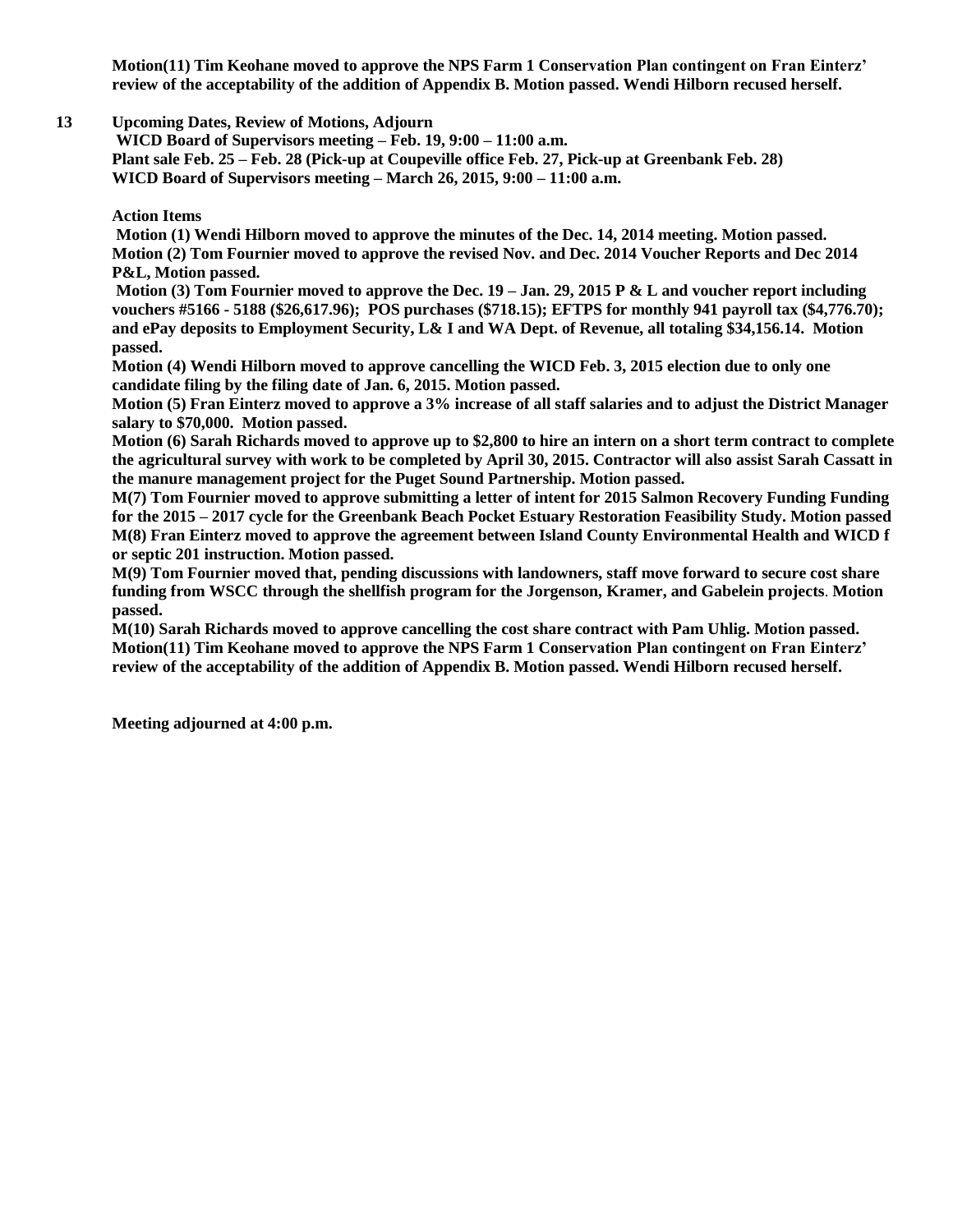**Motion(11) Tim Keohane moved to approve the NPS Farm 1 Conservation Plan contingent on Fran Einterz' review of the acceptability of the addition of Appendix B. Motion passed. Wendi Hilborn recused herself.**

**13 Upcoming Dates, Review of Motions, Adjourn**

**WICD Board of Supervisors meeting – Feb. 19, 9:00 – 11:00 a.m.**
**Plant sale Feb. 25 – Feb. 28 (Pick-up at Coupeville office Feb. 27, Pick-up at Greenbank Feb. 28)**
**WICD Board of Supervisors meeting – March 26, 2015, 9:00 – 11:00 a.m.**

**Action Items**

**Motion (1) Wendi Hilborn moved to approve the minutes of the Dec. 14, 2014 meeting. Motion passed.**
**Motion (2) Tom Fournier moved to approve the revised Nov. and Dec. 2014 Voucher Reports and Dec 2014 P&L, Motion passed.**
**Motion (3) Tom Fournier moved to approve the Dec. 19 – Jan. 29, 2015 P & L and voucher report including vouchers #5166 - 5188 ($26,617.96); POS purchases ($718.15); EFTPS for monthly 941 payroll tax ($4,776.70); and ePay deposits to Employment Security, L& I and WA Dept. of Revenue, all totaling $34,156.14. Motion passed.**
**Motion (4) Wendi Hilborn moved to approve cancelling the WICD Feb. 3, 2015 election due to only one candidate filing by the filing date of Jan. 6, 2015. Motion passed.**
**Motion (5) Fran Einterz moved to approve a 3% increase of all staff salaries and to adjust the District Manager salary to $70,000. Motion passed.**
**Motion (6) Sarah Richards moved to approve up to $2,800 to hire an intern on a short term contract to complete the agricultural survey with work to be completed by April 30, 2015. Contractor will also assist Sarah Cassatt in the manure management project for the Puget Sound Partnership. Motion passed.**
**M(7) Tom Fournier moved to approve submitting a letter of intent for 2015 Salmon Recovery Funding Funding for the 2015 – 2017 cycle for the Greenbank Beach Pocket Estuary Restoration Feasibility Study. Motion passed**
**M(8) Fran Einterz moved to approve the agreement between Island County Environmental Health and WICD f or septic 201 instruction. Motion passed.**
**M(9) Tom Fournier moved that, pending discussions with landowners, staff move forward to secure cost share funding from WSCC through the shellfish program for the Jorgenson, Kramer, and Gabelein projects. Motion passed.**
**M(10) Sarah Richards moved to approve cancelling the cost share contract with Pam Uhlig. Motion passed.**
**Motion(11) Tim Keohane moved to approve the NPS Farm 1 Conservation Plan contingent on Fran Einterz' review of the acceptability of the addition of Appendix B. Motion passed. Wendi Hilborn recused herself.**

**Meeting adjourned at 4:00 p.m.**